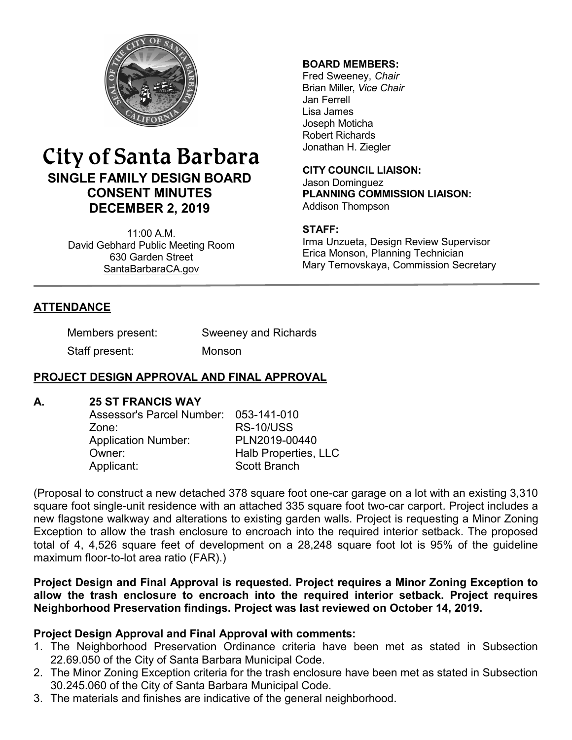# City of Santa Barbara

## SINGLE FAMILY DESIGN BOARD CONSENT MINUTES DECEMBER 2, 2019

11:00 A.M.
David Gebhard Public Meeting Room
630 Garden Street
SantaBarbaraCA.gov

**BOARD MEMBERS:**
Fred Sweeney, *Chair*
Brian Miller, *Vice Chair*
Jan Ferrell
Lisa James
Joseph Moticha
Robert Richards
Jonathan H. Ziegler

**CITY COUNCIL LIAISON:**
Jason Dominguez

**PLANNING COMMISSION LIAISON:**
Addison Thompson

**STAFF:**
Irma Unzueta, Design Review Supervisor
Erica Monson, Planning Technician
Mary Ternovskaya, Commission Secretary

---

## ATTENDANCE

Members present: Sweeney and Richards

Staff present: Monson

## PROJECT DESIGN APPROVAL AND FINAL APPROVAL

### A. 25 ST FRANCIS WAY

Assessor's Parcel Number: 053-141-010
Zone: RS-10/USS
Application Number: PLN2019-00440
Owner: Halb Properties, LLC
Applicant: Scott Branch

(Proposal to construct a new detached 378 square foot one-car garage on a lot with an existing 3,310 square foot single-unit residence with an attached 335 square foot two-car carport. Project includes a new flagstone walkway and alterations to existing garden walls. Project is requesting a Minor Zoning Exception to allow the trash enclosure to encroach into the required interior setback. The proposed total of 4, 4,526 square feet of development on a 28,248 square foot lot is 95% of the guideline maximum floor-to-lot area ratio (FAR).)

**Project Design and Final Approval is requested. Project requires a Minor Zoning Exception to allow the trash enclosure to encroach into the required interior setback. Project requires Neighborhood Preservation findings. Project was last reviewed on October 14, 2019.**

**Project Design Approval and Final Approval with comments:**

1. The Neighborhood Preservation Ordinance criteria have been met as stated in Subsection 22.69.050 of the City of Santa Barbara Municipal Code.
2. The Minor Zoning Exception criteria for the trash enclosure have been met as stated in Subsection 30.245.060 of the City of Santa Barbara Municipal Code.
3. The materials and finishes are indicative of the general neighborhood.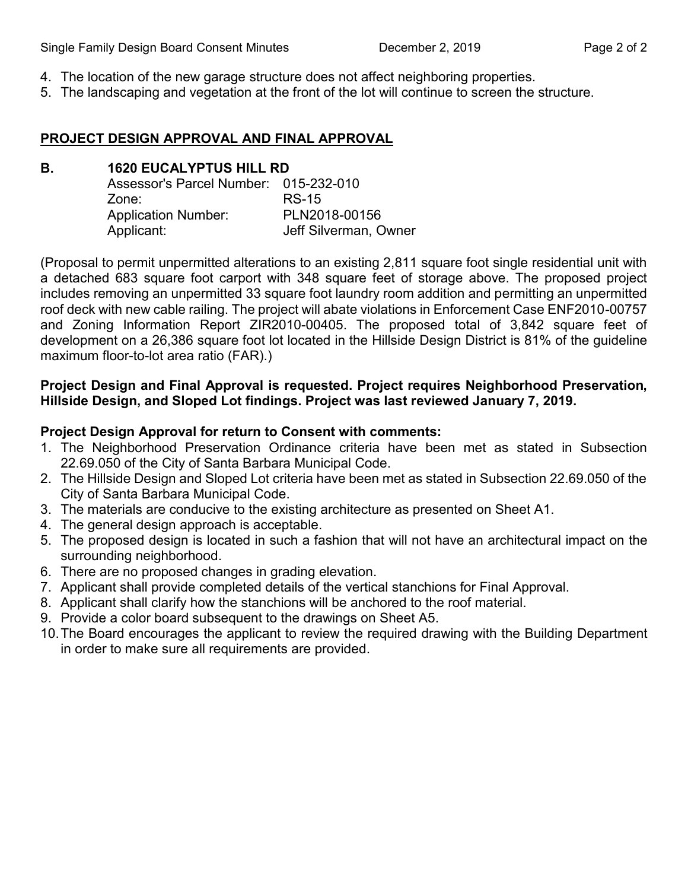4. The location of the new garage structure does not affect neighboring properties.
5. The landscaping and vegetation at the front of the lot will continue to screen the structure.

## PROJECT DESIGN APPROVAL AND FINAL APPROVAL

### B. 1620 EUCALYPTUS HILL RD

| | |
|---|---|
| Assessor's Parcel Number: | 015-232-010 |
| Zone: | RS-15 |
| Application Number: | PLN2018-00156 |
| Applicant: | Jeff Silverman, Owner |

(Proposal to permit unpermitted alterations to an existing 2,811 square foot single residential unit with a detached 683 square foot carport with 348 square feet of storage above. The proposed project includes removing an unpermitted 33 square foot laundry room addition and permitting an unpermitted roof deck with new cable railing. The project will abate violations in Enforcement Case ENF2010-00757 and Zoning Information Report ZIR2010-00405. The proposed total of 3,842 square feet of development on a 26,386 square foot lot located in the Hillside Design District is 81% of the guideline maximum floor-to-lot area ratio (FAR).)

**Project Design and Final Approval is requested. Project requires Neighborhood Preservation, Hillside Design, and Sloped Lot findings. Project was last reviewed January 7, 2019.**

**Project Design Approval for return to Consent with comments:**

1. The Neighborhood Preservation Ordinance criteria have been met as stated in Subsection 22.69.050 of the City of Santa Barbara Municipal Code.
2. The Hillside Design and Sloped Lot criteria have been met as stated in Subsection 22.69.050 of the City of Santa Barbara Municipal Code.
3. The materials are conducive to the existing architecture as presented on Sheet A1.
4. The general design approach is acceptable.
5. The proposed design is located in such a fashion that will not have an architectural impact on the surrounding neighborhood.
6. There are no proposed changes in grading elevation.
7. Applicant shall provide completed details of the vertical stanchions for Final Approval.
8. Applicant shall clarify how the stanchions will be anchored to the roof material.
9. Provide a color board subsequent to the drawings on Sheet A5.
10. The Board encourages the applicant to review the required drawing with the Building Department in order to make sure all requirements are provided.